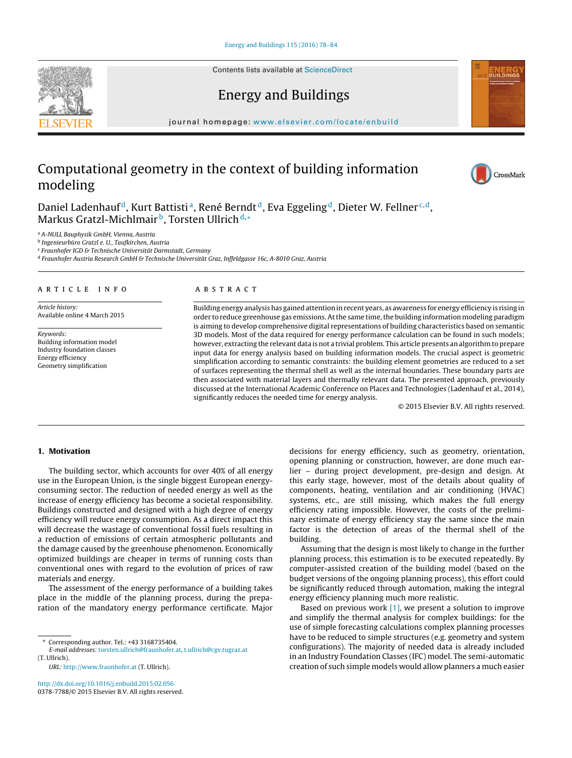# Computational geometry in the context of building information modeling

Daniel Ladenhauf[d], Kurt Battisti[a], René Berndt[d], Eva Eggeling[d], Dieter W. Fellner[c,d], Markus Gratzl-Michlmair[b], Torsten Ullrich[d,*]

[a] A-NULL Bauphysik GmbH, Vienna, Austria
[b] Ingenieurbüro Gratzl e. U., Taufkirchen, Austria
[c] Fraunhofer IGD & Technische Universität Darmstadt, Germany
[d] Fraunhofer Austria Research GmbH & Technische Universität Graz, Inffeldgasse 16c, A-8010 Graz, Austria

## ARTICLE INFO

*Article history:*
Available online 4 March 2015

*Keywords:*
Building information model
Industry foundation classes
Energy efficiency
Geometry simplification

## ABSTRACT

Building energy analysis has gained attention in recent years, as awareness for energy efficiency is rising in order to reduce greenhouse gas emissions. At the same time, the building information modeling paradigm is aiming to develop comprehensive digital representations of building characteristics based on semantic 3D models. Most of the data required for energy performance calculation can be found in such models; however, extracting the relevant data is not a trivial problem. This article presents an algorithm to prepare input data for energy analysis based on building information models. The crucial aspect is geometric simplification according to semantic constraints: the building element geometries are reduced to a set of surfaces representing the thermal shell as well as the internal boundaries. These boundary parts are then associated with material layers and thermally relevant data. The presented approach, previously discussed at the International Academic Conference on Places and Technologies (Ladenhauf et al., 2014), significantly reduces the needed time for energy analysis.

© 2015 Elsevier B.V. All rights reserved.

## 1. Motivation

The building sector, which accounts for over 40% of all energy use in the European Union, is the single biggest European energy-consuming sector. The reduction of needed energy as well as the increase of energy efficiency has become a societal responsibility. Buildings constructed and designed with a high degree of energy efficiency will reduce energy consumption. As a direct impact this will decrease the wastage of conventional fossil fuels resulting in a reduction of emissions of certain atmospheric pollutants and the damage caused by the greenhouse phenomenon. Economically optimized buildings are cheaper in terms of running costs than conventional ones with regard to the evolution of prices of raw materials and energy.

The assessment of the energy performance of a building takes place in the middle of the planning process, during the preparation of the mandatory energy performance certificate. Major decisions for energy efficiency, such as geometry, orientation, opening planning or construction, however, are done much earlier – during project development, pre-design and design. At this early stage, however, most of the details about quality of components, heating, ventilation and air conditioning (HVAC) systems, etc., are still missing, which makes the full energy efficiency rating impossible. However, the costs of the preliminary estimate of energy efficiency stay the same since the main factor is the detection of areas of the thermal shell of the building.

Assuming that the design is most likely to change in the further planning process, this estimation is to be executed repeatedly. By computer-assisted creation of the building model (based on the budget versions of the ongoing planning process), this effort could be significantly reduced through automation, making the integral energy efficiency planning much more realistic.

Based on previous work [1], we present a solution to improve and simplify the thermal analysis for complex buildings: for the use of simple forecasting calculations complex planning processes have to be reduced to simple structures (e.g. geometry and system configurations). The majority of needed data is already included in an Industry Foundation Classes (IFC) model. The semi-automatic creation of such simple models would allow planners a much easier

* Corresponding author. Tel.: +43 3168735404.
*E-mail addresses:* torsten.ullrich@fraunhofer.at, t.ullrich@cgv.tugraz.at (T. Ullrich).
*URL:* http://www.fraunhofer.at (T. Ullrich).

http://dx.doi.org/10.1016/j.enbuild.2015.02.056
0378-7788/© 2015 Elsevier B.V. All rights reserved.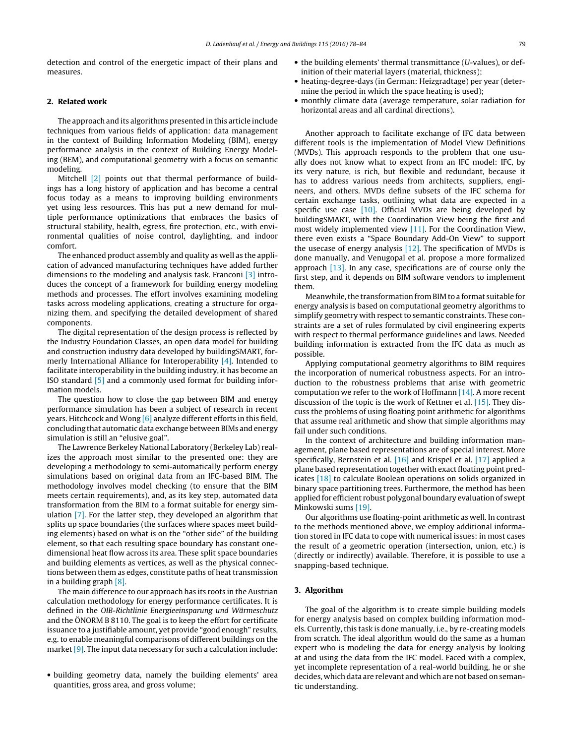detection and control of the energetic impact of their plans and measures.

## 2. Related work

The approach and its algorithms presented in this article include techniques from various fields of application: data management in the context of Building Information Modeling (BIM), energy performance analysis in the context of Building Energy Modeling (BEM), and computational geometry with a focus on semantic modeling.

Mitchell [2] points out that thermal performance of buildings has a long history of application and has become a central focus today as a means to improving building environments yet using less resources. This has put a new demand for multiple performance optimizations that embraces the basics of structural stability, health, egress, fire protection, etc., with environmental qualities of noise control, daylighting, and indoor comfort.

The enhanced product assembly and quality as well as the application of advanced manufacturing techniques have added further dimensions to the modeling and analysis task. Franconi [3] introduces the concept of a framework for building energy modeling methods and processes. The effort involves examining modeling tasks across modeling applications, creating a structure for organizing them, and specifying the detailed development of shared components.

The digital representation of the design process is reflected by the Industry Foundation Classes, an open data model for building and construction industry data developed by buildingSMART, formerly International Alliance for Interoperability [4]. Intended to facilitate interoperability in the building industry, it has become an ISO standard [5] and a commonly used format for building information models.

The question how to close the gap between BIM and energy performance simulation has been a subject of research in recent years. Hitchcock and Wong [6] analyze different efforts in this field, concluding that automatic data exchange between BIMs and energy simulation is still an "elusive goal".

The Lawrence Berkeley National Laboratory (Berkeley Lab) realizes the approach most similar to the presented one: they are developing a methodology to semi-automatically perform energy simulations based on original data from an IFC-based BIM. The methodology involves model checking (to ensure that the BIM meets certain requirements), and, as its key step, automated data transformation from the BIM to a format suitable for energy simulation [7]. For the latter step, they developed an algorithm that splits up space boundaries (the surfaces where spaces meet building elements) based on what is on the "other side" of the building element, so that each resulting space boundary has constant one-dimensional heat flow across its area. These split space boundaries and building elements as vertices, as well as the physical connections between them as edges, constitute paths of heat transmission in a building graph [8].

The main difference to our approach has its roots in the Austrian calculation methodology for energy performance certificates. It is defined in the *OIB-Richtlinie Energieeinsparung und Wärmeschutz* and the ÖNORM B 8110. The goal is to keep the effort for certificate issuance to a justifiable amount, yet provide "good enough" results, e.g. to enable meaningful comparisons of different buildings on the market [9]. The input data necessary for such a calculation include:

- building geometry data, namely the building elements' area quantities, gross area, and gross volume;
- the building elements' thermal transmittance ($U$-values), or definition of their material layers (material, thickness);
- heating-degree-days (in German: Heizgradtage) per year (determine the period in which the space heating is used);
- monthly climate data (average temperature, solar radiation for horizontal areas and all cardinal directions).

Another approach to facilitate exchange of IFC data between different tools is the implementation of Model View Definitions (MVDs). This approach responds to the problem that one usually does not know what to expect from an IFC model: IFC, by its very nature, is rich, but flexible and redundant, because it has to address various needs from architects, suppliers, engineers, and others. MVDs define subsets of the IFC schema for certain exchange tasks, outlining what data are expected in a specific use case [10]. Official MVDs are being developed by buildingSMART, with the Coordination View being the first and most widely implemented view [11]. For the Coordination View, there even exists a "Space Boundary Add-On View" to support the usecase of energy analysis [12]. The specification of MVDs is done manually, and Venugopal et al. propose a more formalized approach [13]. In any case, specifications are of course only the first step, and it depends on BIM software vendors to implement them.

Meanwhile, the transformation from BIM to a format suitable for energy analysis is based on computational geometry algorithms to simplify geometry with respect to semantic constraints. These constraints are a set of rules formulated by civil engineering experts with respect to thermal performance guidelines and laws. Needed building information is extracted from the IFC data as much as possible.

Applying computational geometry algorithms to BIM requires the incorporation of numerical robustness aspects. For an introduction to the robustness problems that arise with geometric computation we refer to the work of Hoffmann [14]. A more recent discussion of the topic is the work of Kettner et al. [15]. They discuss the problems of using floating point arithmetic for algorithms that assume real arithmetic and show that simple algorithms may fail under such conditions.

In the context of architecture and building information management, plane based representations are of special interest. More specifically, Bernstein et al. [16] and Krispel et al. [17] applied a plane based representation together with exact floating point predicates [18] to calculate Boolean operations on solids organized in binary space partitioning trees. Furthermore, the method has been applied for efficient robust polygonal boundary evaluation of swept Minkowski sums [19].

Our algorithms use floating-point arithmetic as well. In contrast to the methods mentioned above, we employ additional information stored in IFC data to cope with numerical issues: in most cases the result of a geometric operation (intersection, union, etc.) is (directly or indirectly) available. Therefore, it is possible to use a snapping-based technique.

## 3. Algorithm

The goal of the algorithm is to create simple building models for energy analysis based on complex building information models. Currently, this task is done manually, i.e., by re-creating models from scratch. The ideal algorithm would do the same as a human expert who is modeling the data for energy analysis by looking at and using the data from the IFC model. Faced with a complex, yet incomplete representation of a real-world building, he or she decides, which data are relevant and which are not based on semantic understanding.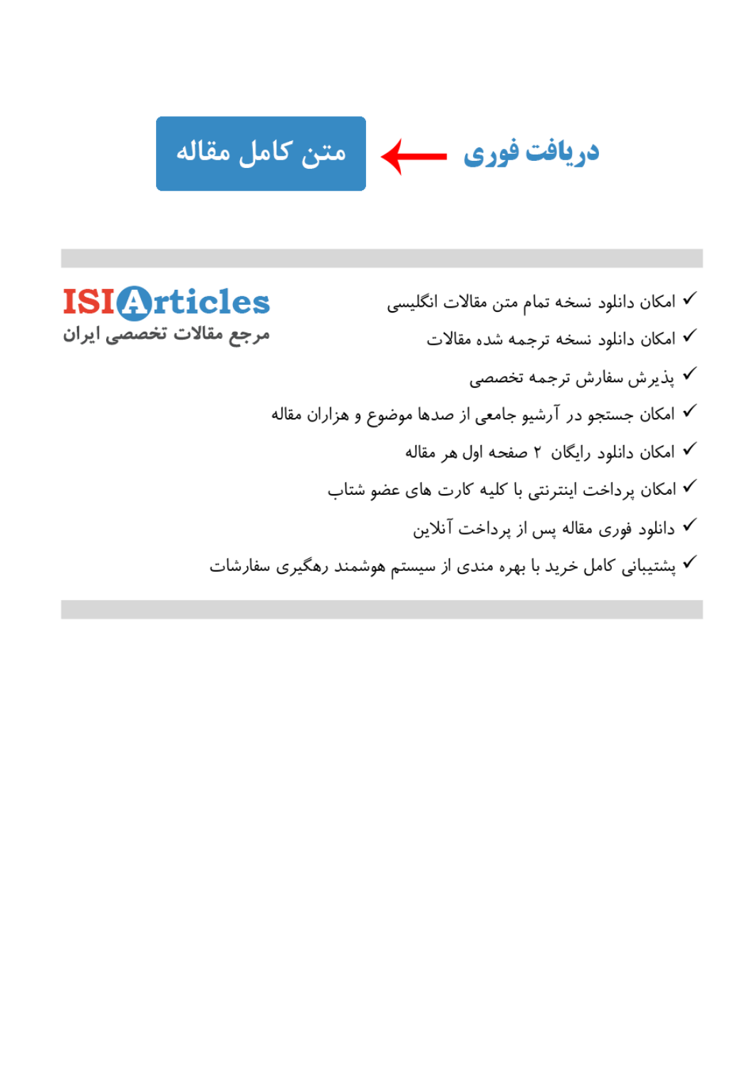دریافت فوری ← **متن کامل مقاله**

**ISIArticles**
مرجع مقالات تخصصی ایران

- ✓ امکان دانلود نسخه تمام متن مقالات انگلیسی
- ✓ امکان دانلود نسخه ترجمه شده مقالات
- ✓ پذیرش سفارش ترجمه تخصصی
- ✓ امکان جستجو در آرشیو جامعی از صدها موضوع و هزاران مقاله
- ✓ امکان دانلود رایگان ۲ صفحه اول هر مقاله
- ✓ امکان پرداخت اینترنتی با کلیه کارت های عضو شتاب
- ✓ دانلود فوری مقاله پس از پرداخت آنلاین
- ✓ پشتیبانی کامل خرید با بهره مندی از سیستم هوشمند رهگیری سفارشات